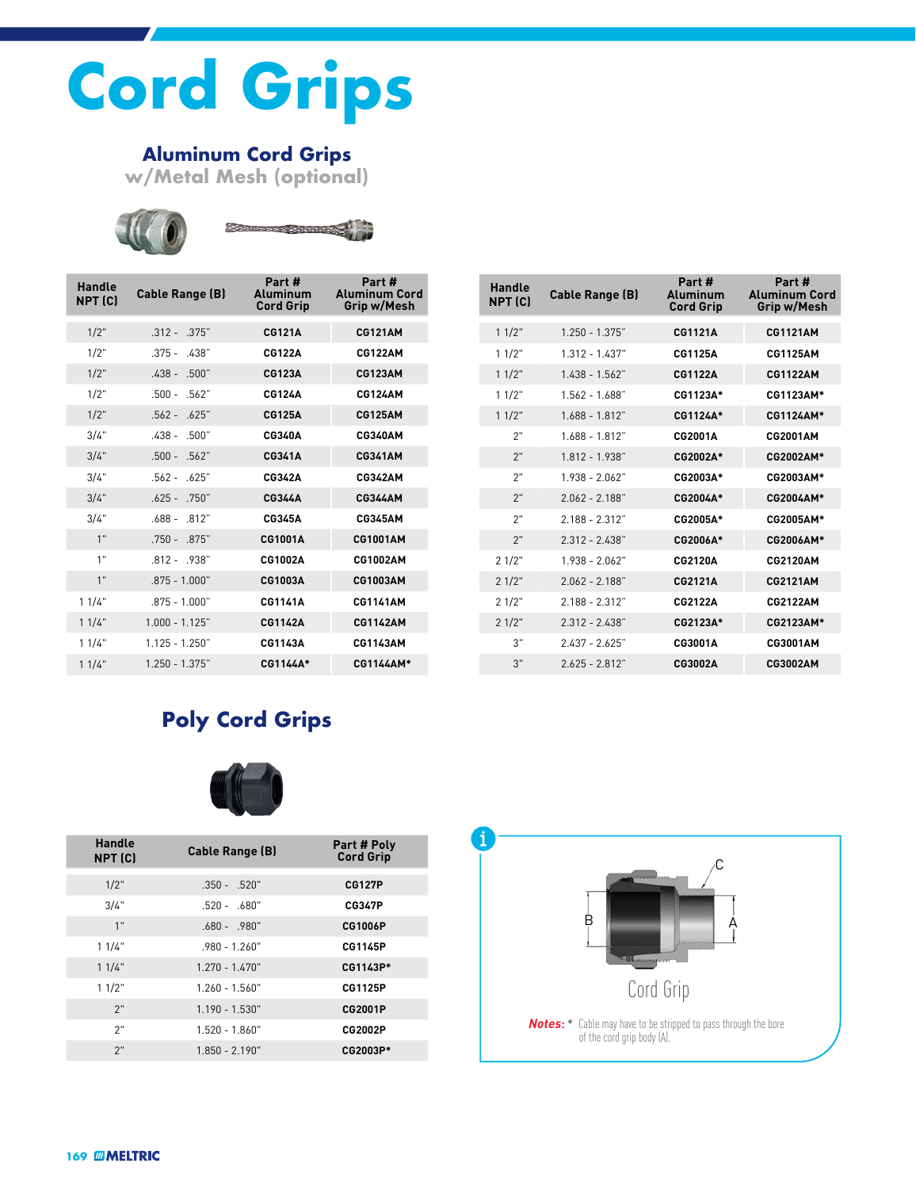# Cord Grips

## Aluminum Cord Grips
### w/Metal Mesh (optional)

| Handle NPT (C) | Cable Range (B) | Part # Aluminum Cord Grip | Part # Aluminum Cord Grip w/Mesh |
|---|---|---|---|
| 1/2" | .312 - .375" | CG121A | CG121AM |
| 1/2" | .375 - .438" | CG122A | CG122AM |
| 1/2" | .438 - .500" | CG123A | CG123AM |
| 1/2" | .500 - .562" | CG124A | CG124AM |
| 1/2" | .562 - .625" | CG125A | CG125AM |
| 3/4" | .438 - .500" | CG340A | CG340AM |
| 3/4" | .500 - .562" | CG341A | CG341AM |
| 3/4" | .562 - .625" | CG342A | CG342AM |
| 3/4" | .625 - .750" | CG344A | CG344AM |
| 3/4" | .688 - .812" | CG345A | CG345AM |
| 1" | .750 - .875" | CG1001A | CG1001AM |
| 1" | .812 - .938" | CG1002A | CG1002AM |
| 1" | .875 - 1.000" | CG1003A | CG1003AM |
| 1 1/4" | .875 - 1.000" | CG1141A | CG1141AM |
| 1 1/4" | 1.000 - 1.125" | CG1142A | CG1142AM |
| 1 1/4" | 1.125 - 1.250" | CG1143A | CG1143AM |
| 1 1/4" | 1.250 - 1.375" | CG1144A* | CG1144AM* |
| 1 1/2" | 1.250 - 1.375" | CG1121A | CG1121AM |
| 1 1/2" | 1.312 - 1.437" | CG1125A | CG1125AM |
| 1 1/2" | 1.438 - 1.562" | CG1122A | CG1122AM |
| 1 1/2" | 1.562 - 1.688" | CG1123A* | CG1123AM* |
| 1 1/2" | 1.688 - 1.812" | CG1124A* | CG1124AM* |
| 2" | 1.688 - 1.812" | CG2001A | CG2001AM |
| 2" | 1.812 - 1.938" | CG2002A* | CG2002AM* |
| 2" | 1.938 - 2.062" | CG2003A* | CG2003AM* |
| 2" | 2.062 - 2.188" | CG2004A* | CG2004AM* |
| 2" | 2.188 - 2.312" | CG2005A* | CG2005AM* |
| 2" | 2.312 - 2.438" | CG2006A* | CG2006AM* |
| 2 1/2" | 1.938 - 2.062" | CG2120A | CG2120AM |
| 2 1/2" | 2.062 - 2.188" | CG2121A | CG2121AM |
| 2 1/2" | 2.188 - 2.312" | CG2122A | CG2122AM |
| 2 1/2" | 2.312 - 2.438" | CG2123A* | CG2123AM* |
| 3" | 2.437 - 2.625" | CG3001A | CG3001AM |
| 3" | 2.625 - 2.812" | CG3002A | CG3002AM |

## Poly Cord Grips

| Handle NPT (C) | Cable Range (B) | Part # Poly Cord Grip |
|---|---|---|
| 1/2" | .350 - .520" | CG127P |
| 3/4" | .520 - .680" | CG347P |
| 1" | .680 - .980" | CG1006P |
| 1 1/4" | .980 - 1.260" | CG1145P |
| 1 1/4" | 1.270 - 1.470" | CG1143P* |
| 1 1/2" | 1.260 - 1.560" | CG1125P |
| 2" | 1.190 - 1.530" | CG2001P |
| 2" | 1.520 - 1.860" | CG2002P |
| 2" | 1.850 - 2.190" | CG2003P* |

C

B

A

Cord Grip

**Notes:** * Cable may have to be stripped to pass through the bore of the cord grip body (A).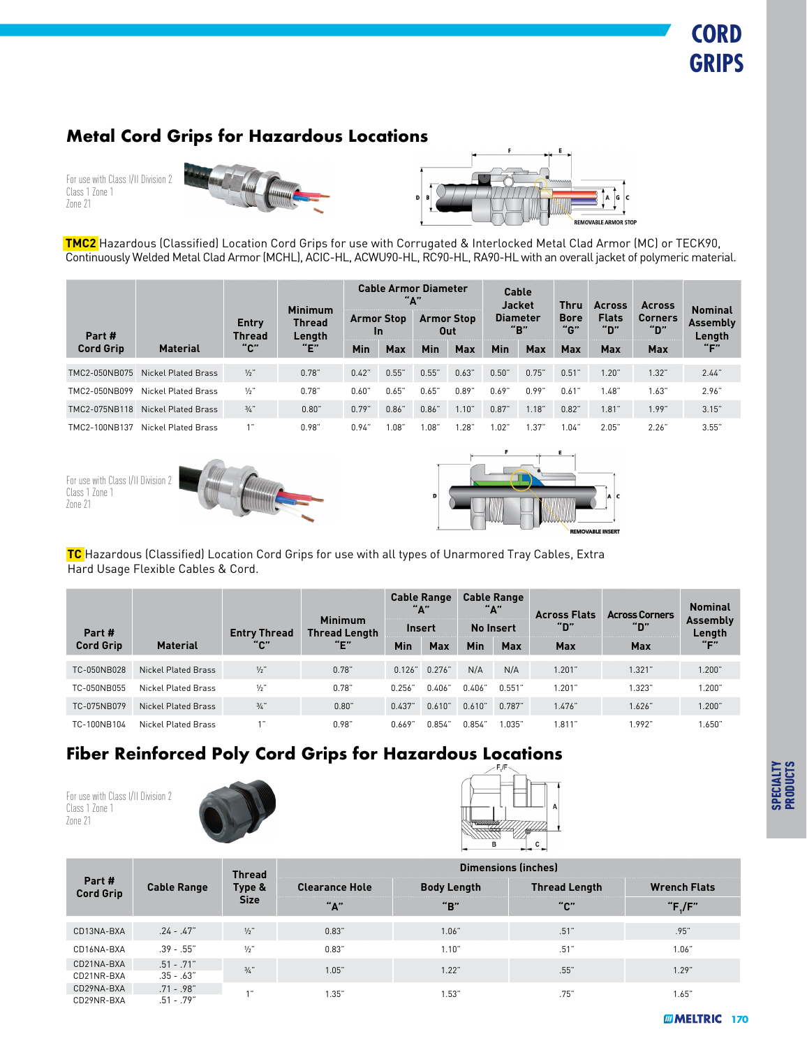# CORD GRIPS

## Metal Cord Grips for Hazardous Locations

For use with Class I/II Division 2
Class 1 Zone 1
Zone 21

F
E
D B
A G C
REMOVABLE ARMOR STOP

**TMC2** Hazardous (Classified) Location Cord Grips for use with Corrugated & Interlocked Metal Clad Armor (MC) or TECK90, Continuously Welded Metal Clad Armor (MCHL), ACIC-HL, ACWU90-HL, RC90-HL, RA90-HL with an overall jacket of polymeric material.

| Part # Cord Grip | Material | Entry Thread "C" | Minimum Thread Length "E" | Cable Armor Diameter "A" | | | | Cable Jacket Diameter "B" | | Thru Bore "G" | Across Flats "D" | Across Corners "D" | Nominal Assembly Length "F" |
|---|---|---|---|---|---|---|---|---|---|---|---|---|---|
| | | | | Armor Stop In | | Armor Stop Out | | | | | | | |
| | | | | Min | Max | Min | Max | Min | Max | Max | Max | Max | |
| TMC2-050NB075 | Nickel Plated Brass | ½" | 0.78" | 0.42" | 0.55" | 0.55" | 0.63" | 0.50" | 0.75" | 0.51" | 1.20" | 1.32" | 2.44" |
| TMC2-050NB099 | Nickel Plated Brass | ½" | 0.78" | 0.60" | 0.65" | 0.65" | 0.89" | 0.69" | 0.99" | 0.61" | 1.48" | 1.63" | 2.96" |
| TMC2-075NB118 | Nickel Plated Brass | ¾" | 0.80" | 0.79" | 0.86" | 0.86" | 1.10" | 0.87" | 1.18" | 0.82" | 1.81" | 1.99" | 3.15" |
| TMC2-100NB137 | Nickel Plated Brass | 1" | 0.98" | 0.94" | 1.08" | 1.08" | 1.28" | 1.02" | 1.37" | 1.04" | 2.05" | 2.26" | 3.55" |

For use with Class I/II Division 2
Class 1 Zone 1
Zone 21

F
E
D
A C
REMOVABLE INSERT

**TC** Hazardous (Classified) Location Cord Grips for use with all types of Unarmored Tray Cables, Extra Hard Usage Flexible Cables & Cord.

| Part # Cord Grip | Material | Entry Thread "C" | Minimum Thread Length "E" | Cable Range "A" | | Cable Range "A" | | Across Flats "D" | Across Corners "D" | Nominal Assembly Length "F" |
|---|---|---|---|---|---|---|---|---|---|---|
| | | | | Insert | | No Insert | | | | |
| | | | | Min | Max | Min | Max | Max | Max | |
| TC-050NB028 | Nickel Plated Brass | ½" | 0.78" | 0.126" | 0.276" | N/A | N/A | 1.201" | 1.321" | 1.200" |
| TC-050NB055 | Nickel Plated Brass | ½" | 0.78" | 0.256" | 0.406" | 0.406" | 0.551" | 1.201" | 1.323" | 1.200" |
| TC-075NB079 | Nickel Plated Brass | ¾" | 0.80" | 0.437" | 0.610" | 0.610" | 0.787" | 1.476" | 1.626" | 1.200" |
| TC-100NB104 | Nickel Plated Brass | 1" | 0.98" | 0.669" | 0.854" | 0.854" | 1.035" | 1.811" | 1.992" | 1.650" |

## Fiber Reinforced Poly Cord Grips for Hazardous Locations

For use with Class I/II Division 2
Class 1 Zone 1
Zone 21

F₁/F
A
B
C

| Part # Cord Grip | Cable Range | Thread Type & Size | Dimensions (inches) | | | |
|---|---|---|---|---|---|---|
| | | | Clearance Hole "A" | Body Length "B" | Thread Length "C" | Wrench Flats "F₁/F" |
| CD13NA-BXA | .24 - .47" | ½" | 0.83" | 1.06" | .51" | .95" |
| CD16NA-BXA | .39 - .55" | ½" | 0.83" | 1.10" | .51" | 1.06" |
| CD21NA-BXA<br>CD21NR-BXA | .51 - .71"<br>.35 - .63" | ¾" | 1.05" | 1.22" | .55" | 1.29" |
| CD29NA-BXA<br>CD29NR-BXA | .71 - .98"<br>.51 - .79" | 1" | 1.35" | 1.53" | .75" | 1.65" |

SPECIALTY PRODUCTS